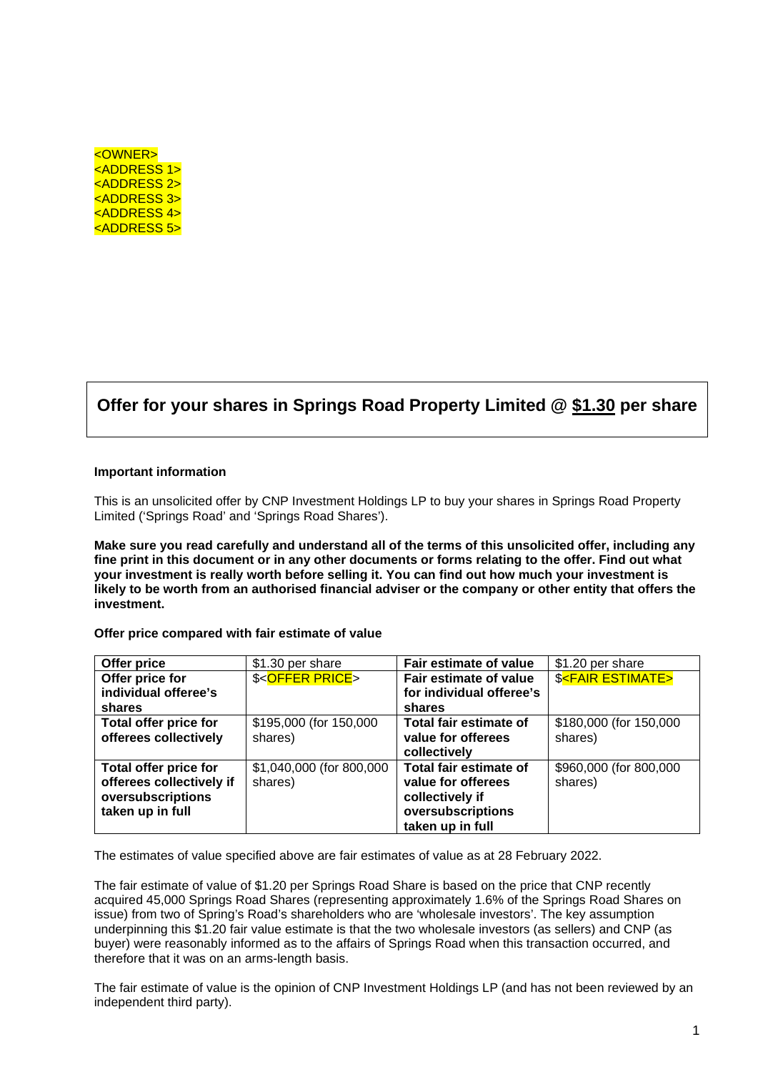<OWNER>
<ADDRESS 1>
<ADDRESS 2>
<ADDRESS 3>
<ADDRESS 4>
<ADDRESS 5>

# Offer for your shares in Springs Road Property Limited @ $1.30 per share

**Important information**

This is an unsolicited offer by CNP Investment Holdings LP to buy your shares in Springs Road Property Limited ('Springs Road' and 'Springs Road Shares').

**Make sure you read carefully and understand all of the terms of this unsolicited offer, including any fine print in this document or in any other documents or forms relating to the offer. Find out what your investment is really worth before selling it. You can find out how much your investment is likely to be worth from an authorised financial adviser or the company or other entity that offers the investment.**

**Offer price compared with fair estimate of value**

| **Offer price** | $1.30 per share | **Fair estimate of value** | $1.20 per share |
|---|---|---|---|
| **Offer price for individual offeree's shares** | $<OFFER PRICE> | **Fair estimate of value for individual offeree's shares** | $<FAIR ESTIMATE> |
| **Total offer price for offerees collectively** | $195,000 (for 150,000 shares) | **Total fair estimate of value for offerees collectively** | $180,000 (for 150,000 shares) |
| **Total offer price for offerees collectively if oversubscriptions taken up in full** | $1,040,000 (for 800,000 shares) | **Total fair estimate of value for offerees collectively if oversubscriptions taken up in full** | $960,000 (for 800,000 shares) |

The estimates of value specified above are fair estimates of value as at 28 February 2022.

The fair estimate of value of $1.20 per Springs Road Share is based on the price that CNP recently acquired 45,000 Springs Road Shares (representing approximately 1.6% of the Springs Road Shares on issue) from two of Spring's Road's shareholders who are 'wholesale investors'. The key assumption underpinning this $1.20 fair value estimate is that the two wholesale investors (as sellers) and CNP (as buyer) were reasonably informed as to the affairs of Springs Road when this transaction occurred, and therefore that it was on an arms-length basis.

The fair estimate of value is the opinion of CNP Investment Holdings LP (and has not been reviewed by an independent third party).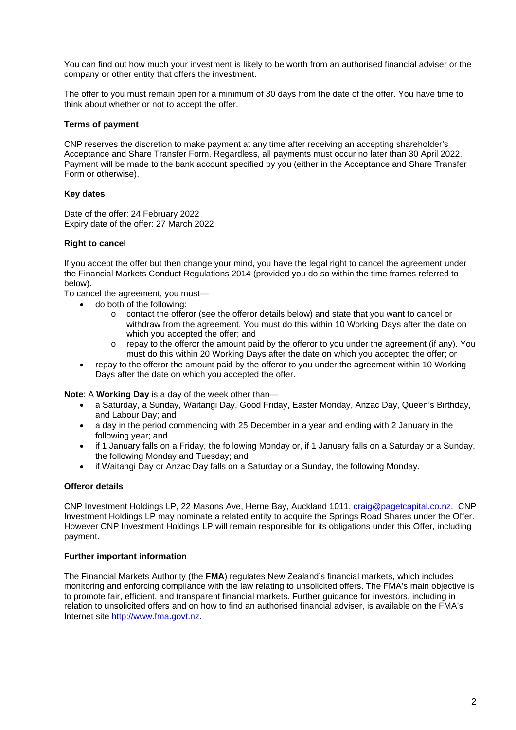You can find out how much your investment is likely to be worth from an authorised financial adviser or the company or other entity that offers the investment.

The offer to you must remain open for a minimum of 30 days from the date of the offer. You have time to think about whether or not to accept the offer.

**Terms of payment**

CNP reserves the discretion to make payment at any time after receiving an accepting shareholder's Acceptance and Share Transfer Form. Regardless, all payments must occur no later than 30 April 2022. Payment will be made to the bank account specified by you (either in the Acceptance and Share Transfer Form or otherwise).

**Key dates**

Date of the offer: 24 February 2022
Expiry date of the offer: 27 March 2022

**Right to cancel**

If you accept the offer but then change your mind, you have the legal right to cancel the agreement under the Financial Markets Conduct Regulations 2014 (provided you do so within the time frames referred to below).

To cancel the agreement, you must—

- do both of the following:
  - contact the offeror (see the offeror details below) and state that you want to cancel or withdraw from the agreement. You must do this within 10 Working Days after the date on which you accepted the offer; and
  - repay to the offeror the amount paid by the offeror to you under the agreement (if any). You must do this within 20 Working Days after the date on which you accepted the offer; or
- repay to the offeror the amount paid by the offeror to you under the agreement within 10 Working Days after the date on which you accepted the offer.

**Note**: A **Working Day** is a day of the week other than—

- a Saturday, a Sunday, Waitangi Day, Good Friday, Easter Monday, Anzac Day, Queen's Birthday, and Labour Day; and
- a day in the period commencing with 25 December in a year and ending with 2 January in the following year; and
- if 1 January falls on a Friday, the following Monday or, if 1 January falls on a Saturday or a Sunday, the following Monday and Tuesday; and
- if Waitangi Day or Anzac Day falls on a Saturday or a Sunday, the following Monday.

**Offeror details**

CNP Investment Holdings LP, 22 Masons Ave, Herne Bay, Auckland 1011, craig@pagetcapital.co.nz. CNP Investment Holdings LP may nominate a related entity to acquire the Springs Road Shares under the Offer. However CNP Investment Holdings LP will remain responsible for its obligations under this Offer, including payment.

**Further important information**

The Financial Markets Authority (the **FMA**) regulates New Zealand's financial markets, which includes monitoring and enforcing compliance with the law relating to unsolicited offers. The FMA's main objective is to promote fair, efficient, and transparent financial markets. Further guidance for investors, including in relation to unsolicited offers and on how to find an authorised financial adviser, is available on the FMA's Internet site http://www.fma.govt.nz.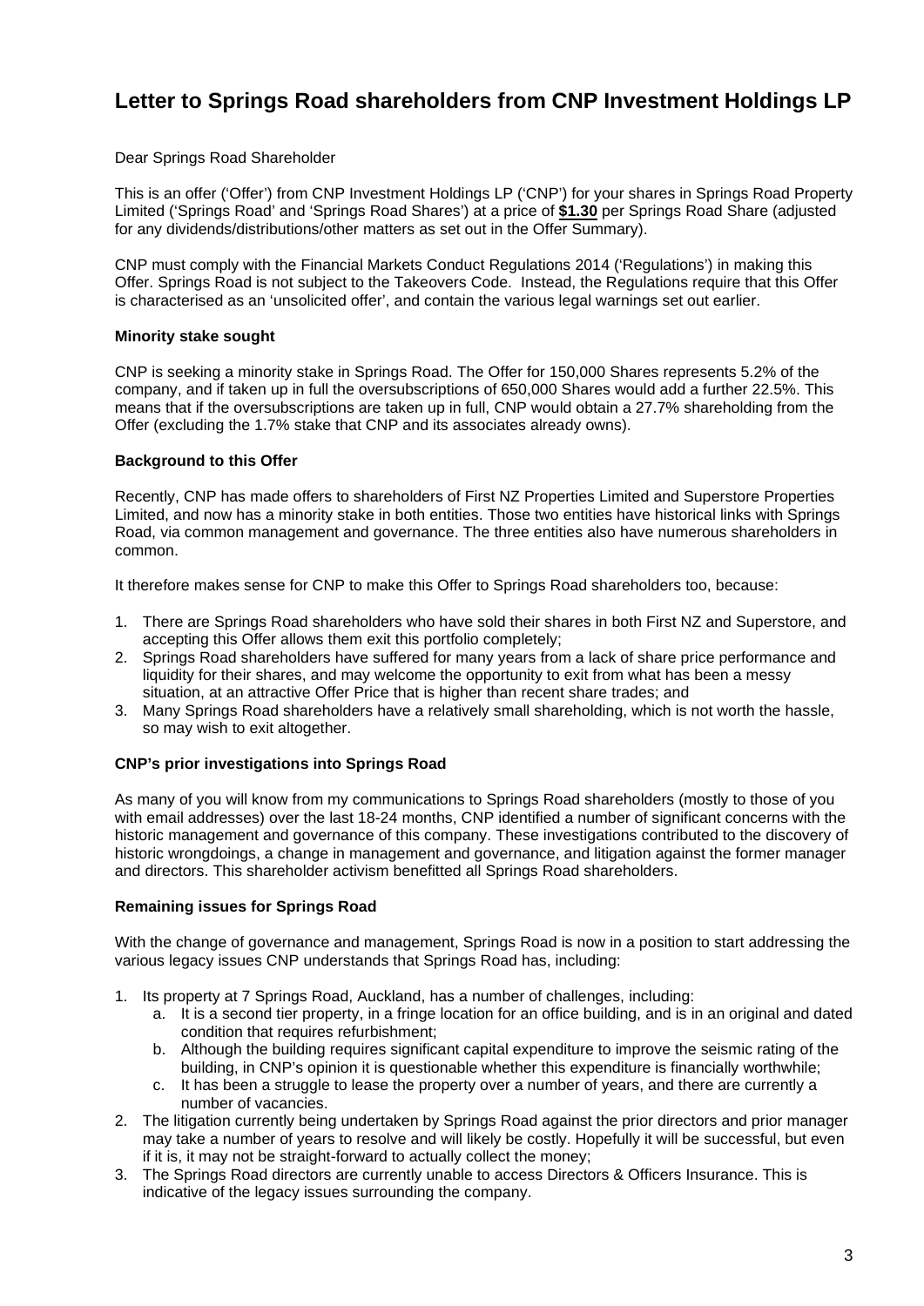# Letter to Springs Road shareholders from CNP Investment Holdings LP

Dear Springs Road Shareholder

This is an offer ('Offer') from CNP Investment Holdings LP ('CNP') for your shares in Springs Road Property Limited ('Springs Road' and 'Springs Road Shares') at a price of **$1.30** per Springs Road Share (adjusted for any dividends/distributions/other matters as set out in the Offer Summary).

CNP must comply with the Financial Markets Conduct Regulations 2014 ('Regulations') in making this Offer. Springs Road is not subject to the Takeovers Code. Instead, the Regulations require that this Offer is characterised as an 'unsolicited offer', and contain the various legal warnings set out earlier.

**Minority stake sought**

CNP is seeking a minority stake in Springs Road. The Offer for 150,000 Shares represents 5.2% of the company, and if taken up in full the oversubscriptions of 650,000 Shares would add a further 22.5%. This means that if the oversubscriptions are taken up in full, CNP would obtain a 27.7% shareholding from the Offer (excluding the 1.7% stake that CNP and its associates already owns).

**Background to this Offer**

Recently, CNP has made offers to shareholders of First NZ Properties Limited and Superstore Properties Limited, and now has a minority stake in both entities. Those two entities have historical links with Springs Road, via common management and governance. The three entities also have numerous shareholders in common.

It therefore makes sense for CNP to make this Offer to Springs Road shareholders too, because:

1. There are Springs Road shareholders who have sold their shares in both First NZ and Superstore, and accepting this Offer allows them exit this portfolio completely;
2. Springs Road shareholders have suffered for many years from a lack of share price performance and liquidity for their shares, and may welcome the opportunity to exit from what has been a messy situation, at an attractive Offer Price that is higher than recent share trades; and
3. Many Springs Road shareholders have a relatively small shareholding, which is not worth the hassle, so may wish to exit altogether.

**CNP's prior investigations into Springs Road**

As many of you will know from my communications to Springs Road shareholders (mostly to those of you with email addresses) over the last 18-24 months, CNP identified a number of significant concerns with the historic management and governance of this company. These investigations contributed to the discovery of historic wrongdoings, a change in management and governance, and litigation against the former manager and directors. This shareholder activism benefitted all Springs Road shareholders.

**Remaining issues for Springs Road**

With the change of governance and management, Springs Road is now in a position to start addressing the various legacy issues CNP understands that Springs Road has, including:

1. Its property at 7 Springs Road, Auckland, has a number of challenges, including:
    a. It is a second tier property, in a fringe location for an office building, and is in an original and dated condition that requires refurbishment;
    b. Although the building requires significant capital expenditure to improve the seismic rating of the building, in CNP's opinion it is questionable whether this expenditure is financially worthwhile;
    c. It has been a struggle to lease the property over a number of years, and there are currently a number of vacancies.
2. The litigation currently being undertaken by Springs Road against the prior directors and prior manager may take a number of years to resolve and will likely be costly. Hopefully it will be successful, but even if it is, it may not be straight-forward to actually collect the money;
3. The Springs Road directors are currently unable to access Directors & Officers Insurance. This is indicative of the legacy issues surrounding the company.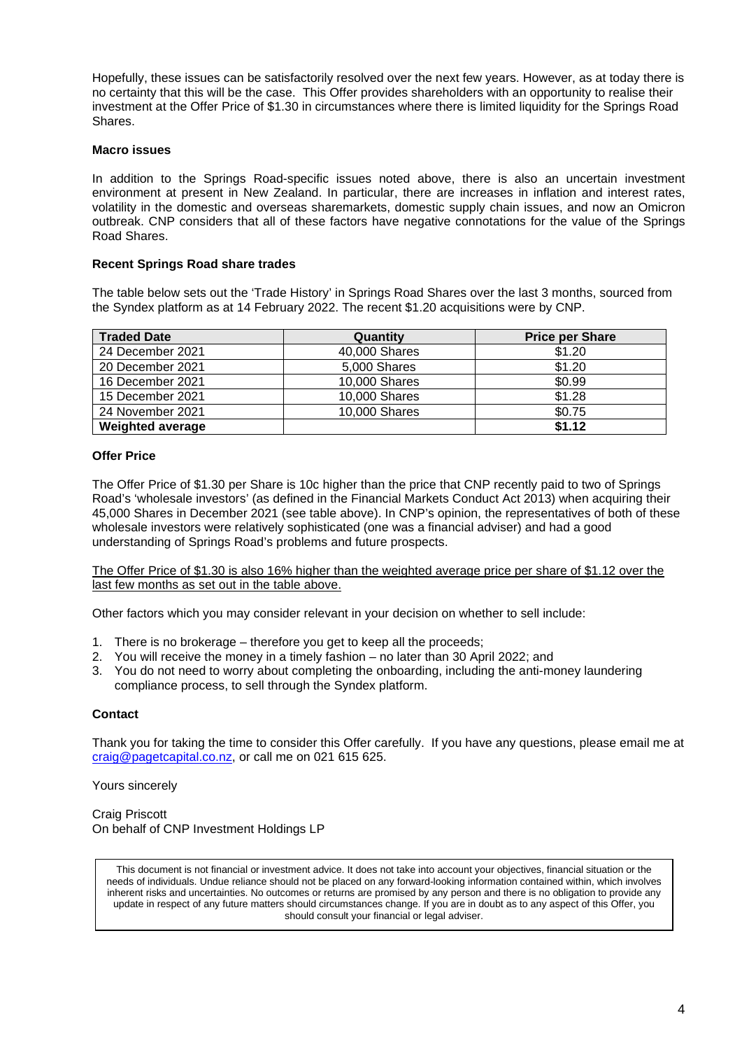Hopefully, these issues can be satisfactorily resolved over the next few years. However, as at today there is no certainty that this will be the case. This Offer provides shareholders with an opportunity to realise their investment at the Offer Price of $1.30 in circumstances where there is limited liquidity for the Springs Road Shares.

**Macro issues**

In addition to the Springs Road-specific issues noted above, there is also an uncertain investment environment at present in New Zealand. In particular, there are increases in inflation and interest rates, volatility in the domestic and overseas sharemarkets, domestic supply chain issues, and now an Omicron outbreak. CNP considers that all of these factors have negative connotations for the value of the Springs Road Shares.

**Recent Springs Road share trades**

The table below sets out the 'Trade History' in Springs Road Shares over the last 3 months, sourced from the Syndex platform as at 14 February 2022. The recent $1.20 acquisitions were by CNP.

| Traded Date | Quantity | Price per Share |
|---|---|---|
| 24 December 2021 | 40,000 Shares | $1.20 |
| 20 December 2021 | 5,000 Shares | $1.20 |
| 16 December 2021 | 10,000 Shares | $0.99 |
| 15 December 2021 | 10,000 Shares | $1.28 |
| 24 November 2021 | 10,000 Shares | $0.75 |
| **Weighted average** | | **$1.12** |

**Offer Price**

The Offer Price of $1.30 per Share is 10c higher than the price that CNP recently paid to two of Springs Road's 'wholesale investors' (as defined in the Financial Markets Conduct Act 2013) when acquiring their 45,000 Shares in December 2021 (see table above). In CNP's opinion, the representatives of both of these wholesale investors were relatively sophisticated (one was a financial adviser) and had a good understanding of Springs Road's problems and future prospects.

<u>The Offer Price of $1.30 is also 16% higher than the weighted average price per share of $1.12 over the last few months as set out in the table above.</u>

Other factors which you may consider relevant in your decision on whether to sell include:

1. There is no brokerage – therefore you get to keep all the proceeds;
2. You will receive the money in a timely fashion – no later than 30 April 2022; and
3. You do not need to worry about completing the onboarding, including the anti-money laundering compliance process, to sell through the Syndex platform.

**Contact**

Thank you for taking the time to consider this Offer carefully. If you have any questions, please email me at craig@pagetcapital.co.nz, or call me on 021 615 625.

Yours sincerely

Craig Priscott
On behalf of CNP Investment Holdings LP

This document is not financial or investment advice. It does not take into account your objectives, financial situation or the needs of individuals. Undue reliance should not be placed on any forward-looking information contained within, which involves inherent risks and uncertainties. No outcomes or returns are promised by any person and there is no obligation to provide any update in respect of any future matters should circumstances change. If you are in doubt as to any aspect of this Offer, you should consult your financial or legal adviser.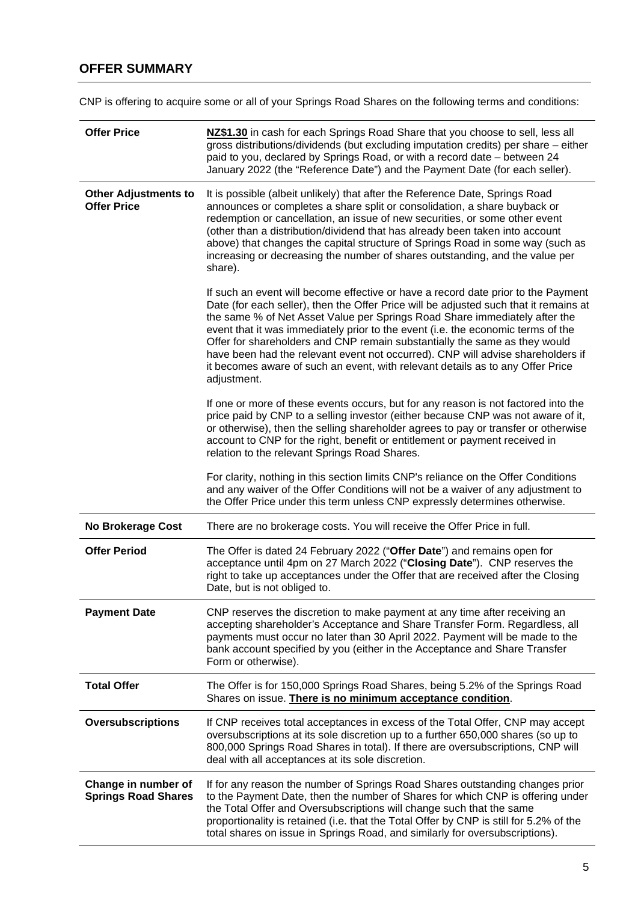## OFFER SUMMARY

CNP is offering to acquire some or all of your Springs Road Shares on the following terms and conditions:

| | |
|---|---|
| **Offer Price** | **NZ$1.30** in cash for each Springs Road Share that you choose to sell, less all gross distributions/dividends (but excluding imputation credits) per share – either paid to you, declared by Springs Road, or with a record date – between 24 January 2022 (the "Reference Date") and the Payment Date (for each seller). |
| **Other Adjustments to Offer Price** | It is possible (albeit unlikely) that after the Reference Date, Springs Road announces or completes a share split or consolidation, a share buyback or redemption or cancellation, an issue of new securities, or some other event (other than a distribution/dividend that has already been taken into account above) that changes the capital structure of Springs Road in some way (such as increasing or decreasing the number of shares outstanding, and the value per share).<br><br>If such an event will become effective or have a record date prior to the Payment Date (for each seller), then the Offer Price will be adjusted such that it remains at the same % of Net Asset Value per Springs Road Share immediately after the event that it was immediately prior to the event (i.e. the economic terms of the Offer for shareholders and CNP remain substantially the same as they would have been had the relevant event not occurred). CNP will advise shareholders if it becomes aware of such an event, with relevant details as to any Offer Price adjustment.<br><br>If one or more of these events occurs, but for any reason is not factored into the price paid by CNP to a selling investor (either because CNP was not aware of it, or otherwise), then the selling shareholder agrees to pay or transfer or otherwise account to CNP for the right, benefit or entitlement or payment received in relation to the relevant Springs Road Shares.<br><br>For clarity, nothing in this section limits CNP's reliance on the Offer Conditions and any waiver of the Offer Conditions will not be a waiver of any adjustment to the Offer Price under this term unless CNP expressly determines otherwise. |
| **No Brokerage Cost** | There are no brokerage costs. You will receive the Offer Price in full. |
| **Offer Period** | The Offer is dated 24 February 2022 ("**Offer Date**") and remains open for acceptance until 4pm on 27 March 2022 ("**Closing Date**"). CNP reserves the right to take up acceptances under the Offer that are received after the Closing Date, but is not obliged to. |
| **Payment Date** | CNP reserves the discretion to make payment at any time after receiving an accepting shareholder's Acceptance and Share Transfer Form. Regardless, all payments must occur no later than 30 April 2022. Payment will be made to the bank account specified by you (either in the Acceptance and Share Transfer Form or otherwise). |
| **Total Offer** | The Offer is for 150,000 Springs Road Shares, being 5.2% of the Springs Road Shares on issue. **There is no minimum acceptance condition**. |
| **Oversubscriptions** | If CNP receives total acceptances in excess of the Total Offer, CNP may accept oversubscriptions at its sole discretion up to a further 650,000 shares (so up to 800,000 Springs Road Shares in total). If there are oversubscriptions, CNP will deal with all acceptances at its sole discretion. |
| **Change in number of Springs Road Shares** | If for any reason the number of Springs Road Shares outstanding changes prior to the Payment Date, then the number of Shares for which CNP is offering under the Total Offer and Oversubscriptions will change such that the same proportionality is retained (i.e. that the Total Offer by CNP is still for 5.2% of the total shares on issue in Springs Road, and similarly for oversubscriptions). |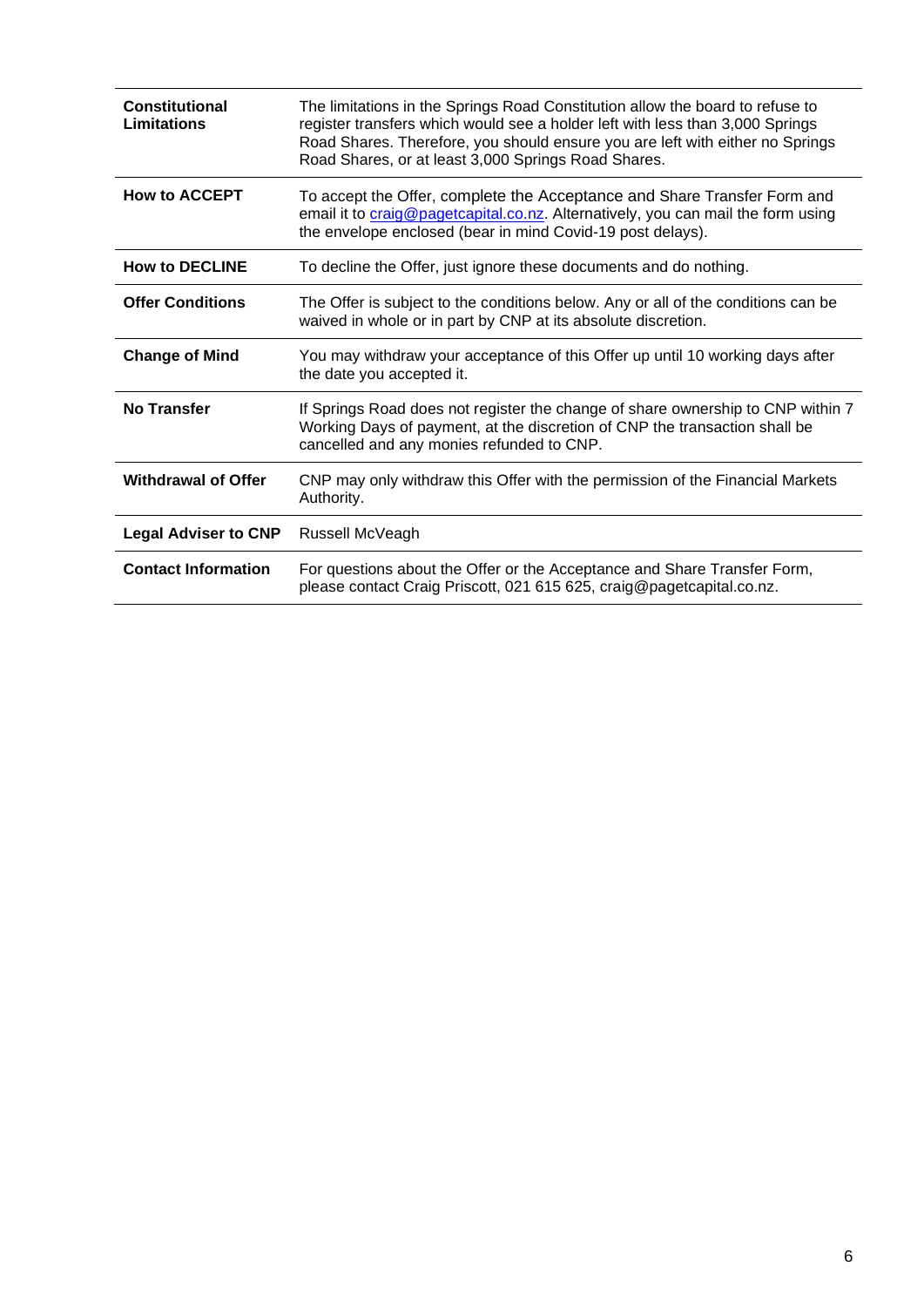| | |
|---|---|
| **Constitutional Limitations** | The limitations in the Springs Road Constitution allow the board to refuse to register transfers which would see a holder left with less than 3,000 Springs Road Shares. Therefore, you should ensure you are left with either no Springs Road Shares, or at least 3,000 Springs Road Shares. |
| **How to ACCEPT** | To accept the Offer, complete the Acceptance and Share Transfer Form and email it to craig@pagetcapital.co.nz. Alternatively, you can mail the form using the envelope enclosed (bear in mind Covid-19 post delays). |
| **How to DECLINE** | To decline the Offer, just ignore these documents and do nothing. |
| **Offer Conditions** | The Offer is subject to the conditions below. Any or all of the conditions can be waived in whole or in part by CNP at its absolute discretion. |
| **Change of Mind** | You may withdraw your acceptance of this Offer up until 10 working days after the date you accepted it. |
| **No Transfer** | If Springs Road does not register the change of share ownership to CNP within 7 Working Days of payment, at the discretion of CNP the transaction shall be cancelled and any monies refunded to CNP. |
| **Withdrawal of Offer** | CNP may only withdraw this Offer with the permission of the Financial Markets Authority. |
| **Legal Adviser to CNP** | Russell McVeagh |
| **Contact Information** | For questions about the Offer or the Acceptance and Share Transfer Form, please contact Craig Priscott, 021 615 625, craig@pagetcapital.co.nz. |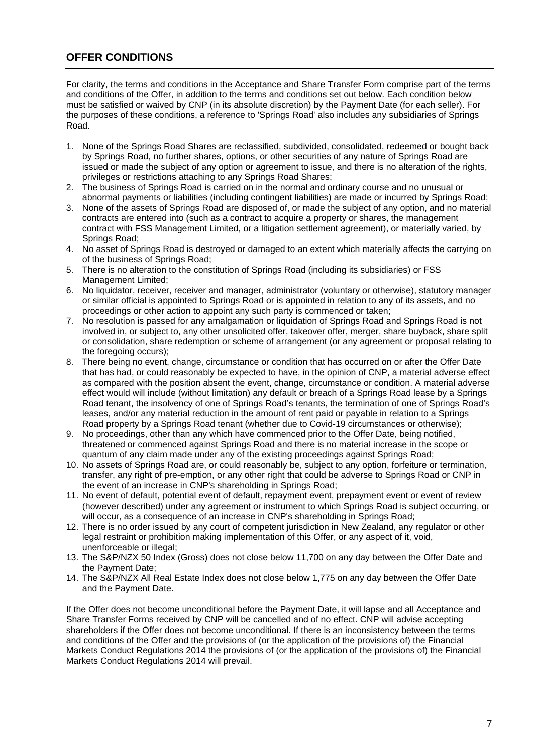## OFFER CONDITIONS

For clarity, the terms and conditions in the Acceptance and Share Transfer Form comprise part of the terms and conditions of the Offer, in addition to the terms and conditions set out below. Each condition below must be satisfied or waived by CNP (in its absolute discretion) by the Payment Date (for each seller). For the purposes of these conditions, a reference to 'Springs Road' also includes any subsidiaries of Springs Road.

1. None of the Springs Road Shares are reclassified, subdivided, consolidated, redeemed or bought back by Springs Road, no further shares, options, or other securities of any nature of Springs Road are issued or made the subject of any option or agreement to issue, and there is no alteration of the rights, privileges or restrictions attaching to any Springs Road Shares;
2. The business of Springs Road is carried on in the normal and ordinary course and no unusual or abnormal payments or liabilities (including contingent liabilities) are made or incurred by Springs Road;
3. None of the assets of Springs Road are disposed of, or made the subject of any option, and no material contracts are entered into (such as a contract to acquire a property or shares, the management contract with FSS Management Limited, or a litigation settlement agreement), or materially varied, by Springs Road;
4. No asset of Springs Road is destroyed or damaged to an extent which materially affects the carrying on of the business of Springs Road;
5. There is no alteration to the constitution of Springs Road (including its subsidiaries) or FSS Management Limited;
6. No liquidator, receiver, receiver and manager, administrator (voluntary or otherwise), statutory manager or similar official is appointed to Springs Road or is appointed in relation to any of its assets, and no proceedings or other action to appoint any such party is commenced or taken;
7. No resolution is passed for any amalgamation or liquidation of Springs Road and Springs Road is not involved in, or subject to, any other unsolicited offer, takeover offer, merger, share buyback, share split or consolidation, share redemption or scheme of arrangement (or any agreement or proposal relating to the foregoing occurs);
8. There being no event, change, circumstance or condition that has occurred on or after the Offer Date that has had, or could reasonably be expected to have, in the opinion of CNP, a material adverse effect as compared with the position absent the event, change, circumstance or condition. A material adverse effect would will include (without limitation) any default or breach of a Springs Road lease by a Springs Road tenant, the insolvency of one of Springs Road's tenants, the termination of one of Springs Road's leases, and/or any material reduction in the amount of rent paid or payable in relation to a Springs Road property by a Springs Road tenant (whether due to Covid-19 circumstances or otherwise);
9. No proceedings, other than any which have commenced prior to the Offer Date, being notified, threatened or commenced against Springs Road and there is no material increase in the scope or quantum of any claim made under any of the existing proceedings against Springs Road;
10. No assets of Springs Road are, or could reasonably be, subject to any option, forfeiture or termination, transfer, any right of pre-emption, or any other right that could be adverse to Springs Road or CNP in the event of an increase in CNP's shareholding in Springs Road;
11. No event of default, potential event of default, repayment event, prepayment event or event of review (however described) under any agreement or instrument to which Springs Road is subject occurring, or will occur, as a consequence of an increase in CNP's shareholding in Springs Road;
12. There is no order issued by any court of competent jurisdiction in New Zealand, any regulator or other legal restraint or prohibition making implementation of this Offer, or any aspect of it, void, unenforceable or illegal;
13. The S&P/NZX 50 Index (Gross) does not close below 11,700 on any day between the Offer Date and the Payment Date;
14. The S&P/NZX All Real Estate Index does not close below 1,775 on any day between the Offer Date and the Payment Date.

If the Offer does not become unconditional before the Payment Date, it will lapse and all Acceptance and Share Transfer Forms received by CNP will be cancelled and of no effect. CNP will advise accepting shareholders if the Offer does not become unconditional. If there is an inconsistency between the terms and conditions of the Offer and the provisions of (or the application of the provisions of) the Financial Markets Conduct Regulations 2014 the provisions of (or the application of the provisions of) the Financial Markets Conduct Regulations 2014 will prevail.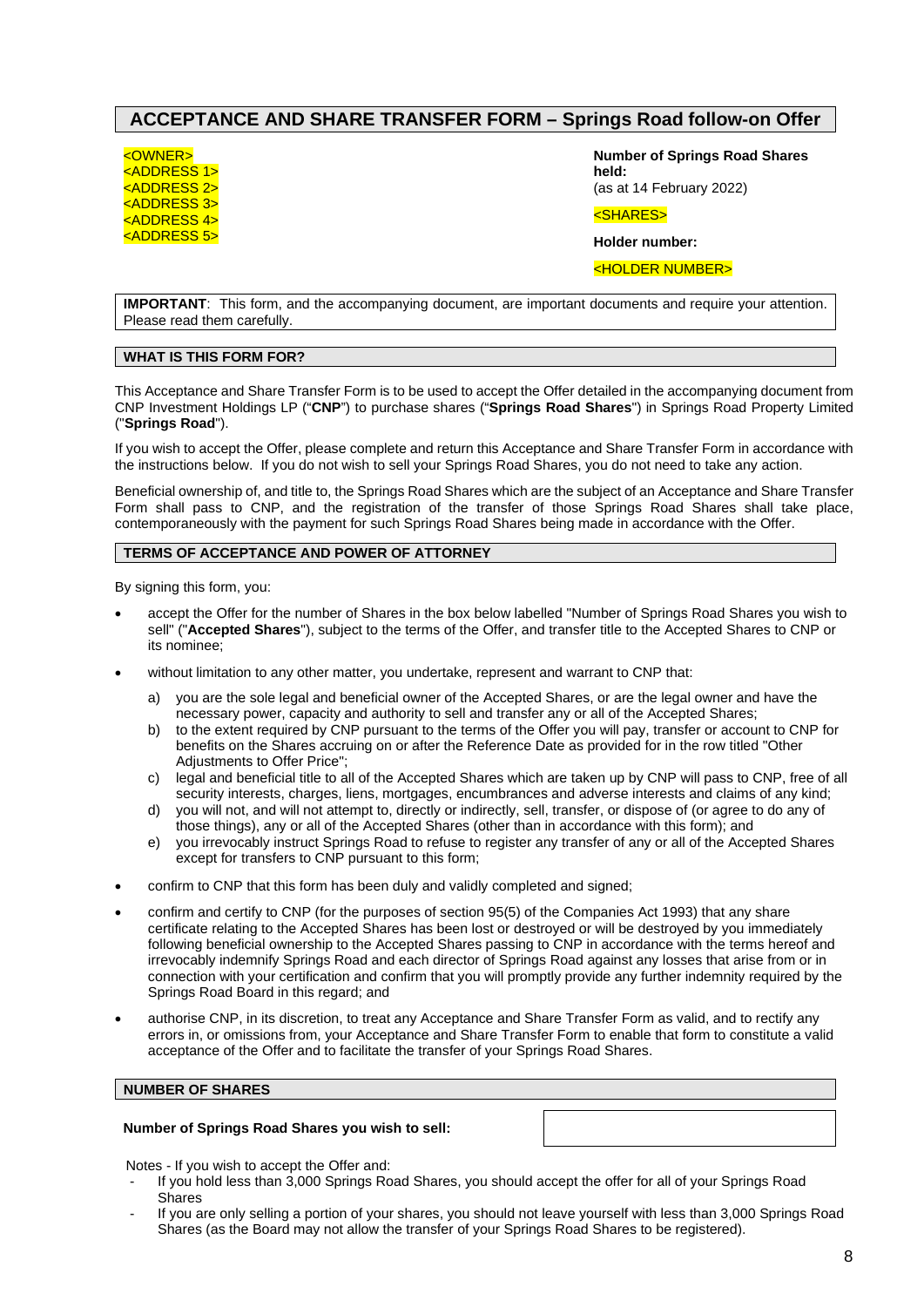# ACCEPTANCE AND SHARE TRANSFER FORM – Springs Road follow-on Offer

<OWNER>
<ADDRESS 1>
<ADDRESS 2>
<ADDRESS 3>
<ADDRESS 4>
<ADDRESS 5>

**Number of Springs Road Shares held:**
(as at 14 February 2022)

<SHARES>

**Holder number:**

<HOLDER NUMBER>

**IMPORTANT**: This form, and the accompanying document, are important documents and require your attention. Please read them carefully.

## WHAT IS THIS FORM FOR?

This Acceptance and Share Transfer Form is to be used to accept the Offer detailed in the accompanying document from CNP Investment Holdings LP ("**CNP**") to purchase shares ("**Springs Road Shares**") in Springs Road Property Limited ("**Springs Road**").

If you wish to accept the Offer, please complete and return this Acceptance and Share Transfer Form in accordance with the instructions below. If you do not wish to sell your Springs Road Shares, you do not need to take any action.

Beneficial ownership of, and title to, the Springs Road Shares which are the subject of an Acceptance and Share Transfer Form shall pass to CNP, and the registration of the transfer of those Springs Road Shares shall take place, contemporaneously with the payment for such Springs Road Shares being made in accordance with the Offer.

## TERMS OF ACCEPTANCE AND POWER OF ATTORNEY

By signing this form, you:

- accept the Offer for the number of Shares in the box below labelled "Number of Springs Road Shares you wish to sell" ("**Accepted Shares**"), subject to the terms of the Offer, and transfer title to the Accepted Shares to CNP or its nominee;
- without limitation to any other matter, you undertake, represent and warrant to CNP that:
  - a) you are the sole legal and beneficial owner of the Accepted Shares, or are the legal owner and have the necessary power, capacity and authority to sell and transfer any or all of the Accepted Shares;
  - b) to the extent required by CNP pursuant to the terms of the Offer you will pay, transfer or account to CNP for benefits on the Shares accruing on or after the Reference Date as provided for in the row titled "Other Adjustments to Offer Price";
  - c) legal and beneficial title to all of the Accepted Shares which are taken up by CNP will pass to CNP, free of all security interests, charges, liens, mortgages, encumbrances and adverse interests and claims of any kind;
  - d) you will not, and will not attempt to, directly or indirectly, sell, transfer, or dispose of (or agree to do any of those things), any or all of the Accepted Shares (other than in accordance with this form); and
  - e) you irrevocably instruct Springs Road to refuse to register any transfer of any or all of the Accepted Shares except for transfers to CNP pursuant to this form;
- confirm to CNP that this form has been duly and validly completed and signed;
- confirm and certify to CNP (for the purposes of section 95(5) of the Companies Act 1993) that any share certificate relating to the Accepted Shares has been lost or destroyed or will be destroyed by you immediately following beneficial ownership to the Accepted Shares passing to CNP in accordance with the terms hereof and irrevocably indemnify Springs Road and each director of Springs Road against any losses that arise from or in connection with your certification and confirm that you will promptly provide any further indemnity required by the Springs Road Board in this regard; and
- authorise CNP, in its discretion, to treat any Acceptance and Share Transfer Form as valid, and to rectify any errors in, or omissions from, your Acceptance and Share Transfer Form to enable that form to constitute a valid acceptance of the Offer and to facilitate the transfer of your Springs Road Shares.

## NUMBER OF SHARES

| **Number of Springs Road Shares you wish to sell:** | |
|---|---|

Notes - If you wish to accept the Offer and:

- If you hold less than 3,000 Springs Road Shares, you should accept the offer for all of your Springs Road Shares
- If you are only selling a portion of your shares, you should not leave yourself with less than 3,000 Springs Road Shares (as the Board may not allow the transfer of your Springs Road Shares to be registered).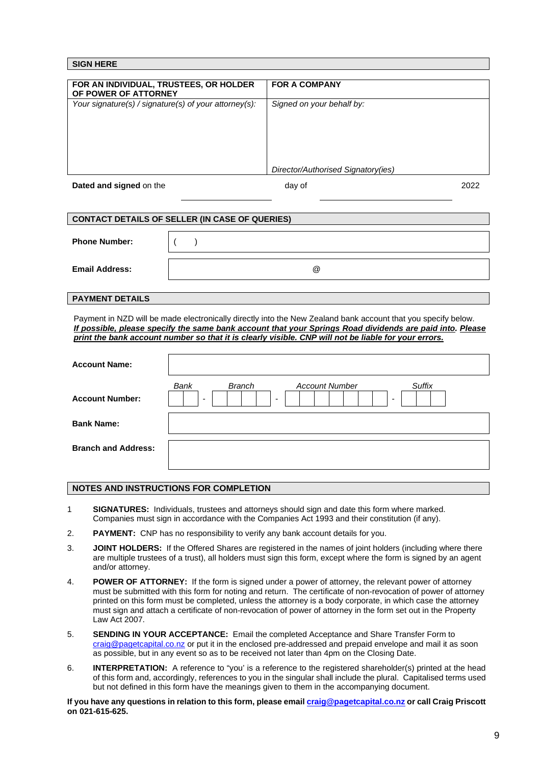## SIGN HERE

| FOR AN INDIVIDUAL, TRUSTEES, OR HOLDER OF POWER OF ATTORNEY | FOR A COMPANY |
|---|---|
| *Your signature(s) / signature(s) of your attorney(s):* | *Signed on your behalf by:* <br><br><br><br> *Director/Authorised Signatory(ies)* |

**Dated and signed** on the ____________ day of ____________ 2022

## CONTACT DETAILS OF SELLER (IN CASE OF QUERIES)

| | |
|---|---|
| **Phone Number:** | (    ) |
| **Email Address:** | @ |

## PAYMENT DETAILS

Payment in NZD will be made electronically directly into the New Zealand bank account that you specify below. ***If possible, please specify the same bank account that your Springs Road dividends are paid into.*** ***Please print the bank account number so that it is clearly visible. CNP will not be liable for your errors.***

| | |
|---|---|
| **Account Name:** | |
| **Account Number:** | *Bank* __ __ - *Branch* __ __ __ __ - *Account Number* __ __ __ __ __ __ __ - *Suffix* __ __ __ |
| **Bank Name:** | |
| **Branch and Address:** | |

## NOTES AND INSTRUCTIONS FOR COMPLETION

1 **SIGNATURES:** Individuals, trustees and attorneys should sign and date this form where marked. Companies must sign in accordance with the Companies Act 1993 and their constitution (if any).

2. **PAYMENT:** CNP has no responsibility to verify any bank account details for you.

3. **JOINT HOLDERS:** If the Offered Shares are registered in the names of joint holders (including where there are multiple trustees of a trust), all holders must sign this form, except where the form is signed by an agent and/or attorney.

4. **POWER OF ATTORNEY:** If the form is signed under a power of attorney, the relevant power of attorney must be submitted with this form for noting and return. The certificate of non-revocation of power of attorney printed on this form must be completed, unless the attorney is a body corporate, in which case the attorney must sign and attach a certificate of non-revocation of power of attorney in the form set out in the Property Law Act 2007.

5. **SENDING IN YOUR ACCEPTANCE:** Email the completed Acceptance and Share Transfer Form to craig@pagetcapital.co.nz or put it in the enclosed pre-addressed and prepaid envelope and mail it as soon as possible, but in any event so as to be received not later than 4pm on the Closing Date.

6. **INTERPRETATION:** A reference to "you" is a reference to the registered shareholder(s) printed at the head of this form and, accordingly, references to you in the singular shall include the plural. Capitalised terms used but not defined in this form have the meanings given to them in the accompanying document.

**If you have any questions in relation to this form, please email craig@pagetcapital.co.nz or call Craig Priscott on 021-615-625.**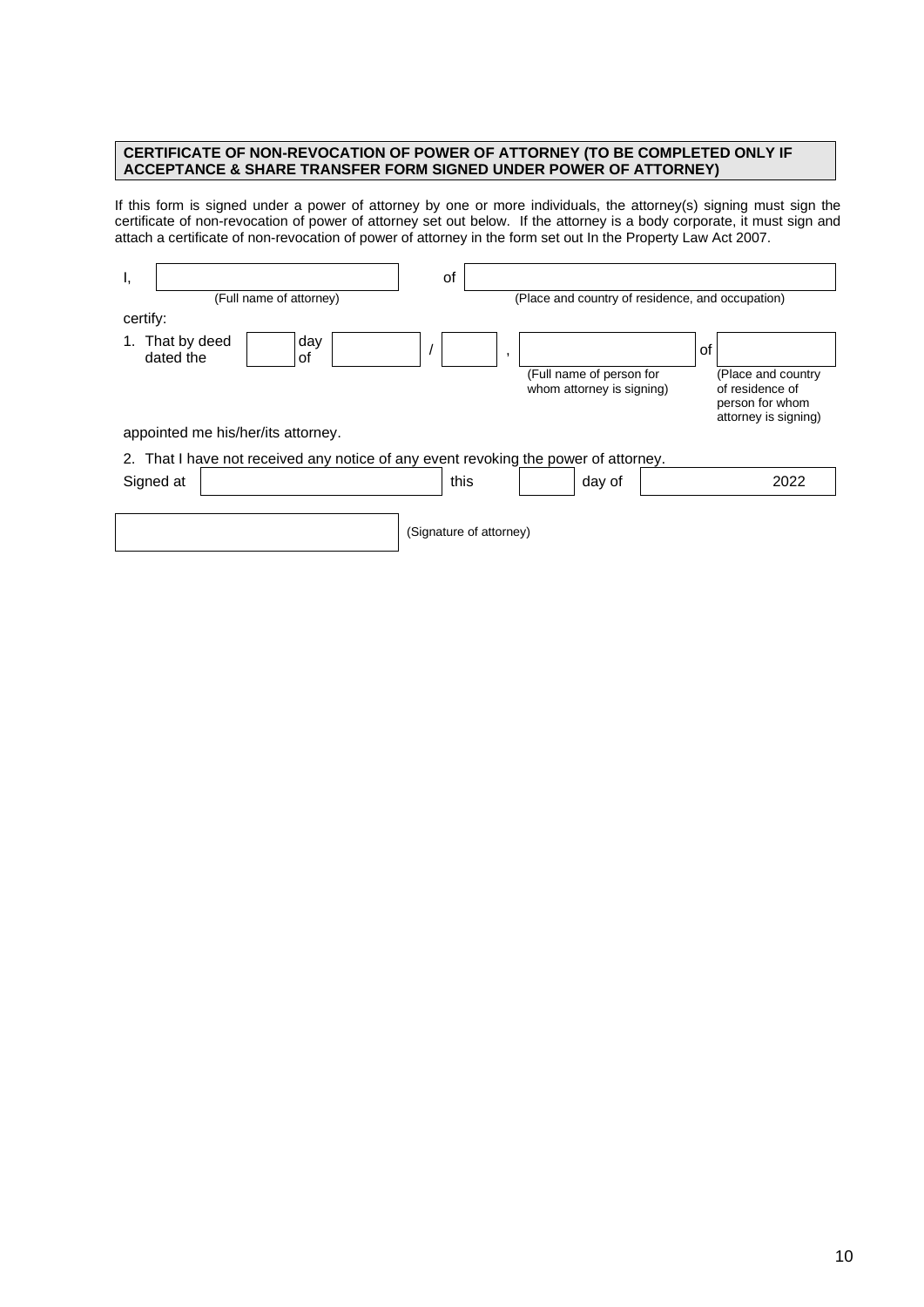**CERTIFICATE OF NON-REVOCATION OF POWER OF ATTORNEY (TO BE COMPLETED ONLY IF ACCEPTANCE & SHARE TRANSFER FORM SIGNED UNDER POWER OF ATTORNEY)**

If this form is signed under a power of attorney by one or more individuals, the attorney(s) signing must sign the certificate of non-revocation of power of attorney set out below. If the attorney is a body corporate, it must sign and attach a certificate of non-revocation of power of attorney in the form set out In the Property Law Act 2007.

I, ____________________ of ____________________

(Full name of attorney) (Place and country of residence, and occupation)

certify:

1. That by deed dated the ______ day of ______ / ______ , ____________________ of ____________________

(Full name of person for whom attorney is signing) (Place and country of residence of person for whom attorney is signing)

appointed me his/her/its attorney.

2. That I have not received any notice of any event revoking the power of attorney.

Signed at ____________________ this ______ day of ______ 2022

____________________ (Signature of attorney)